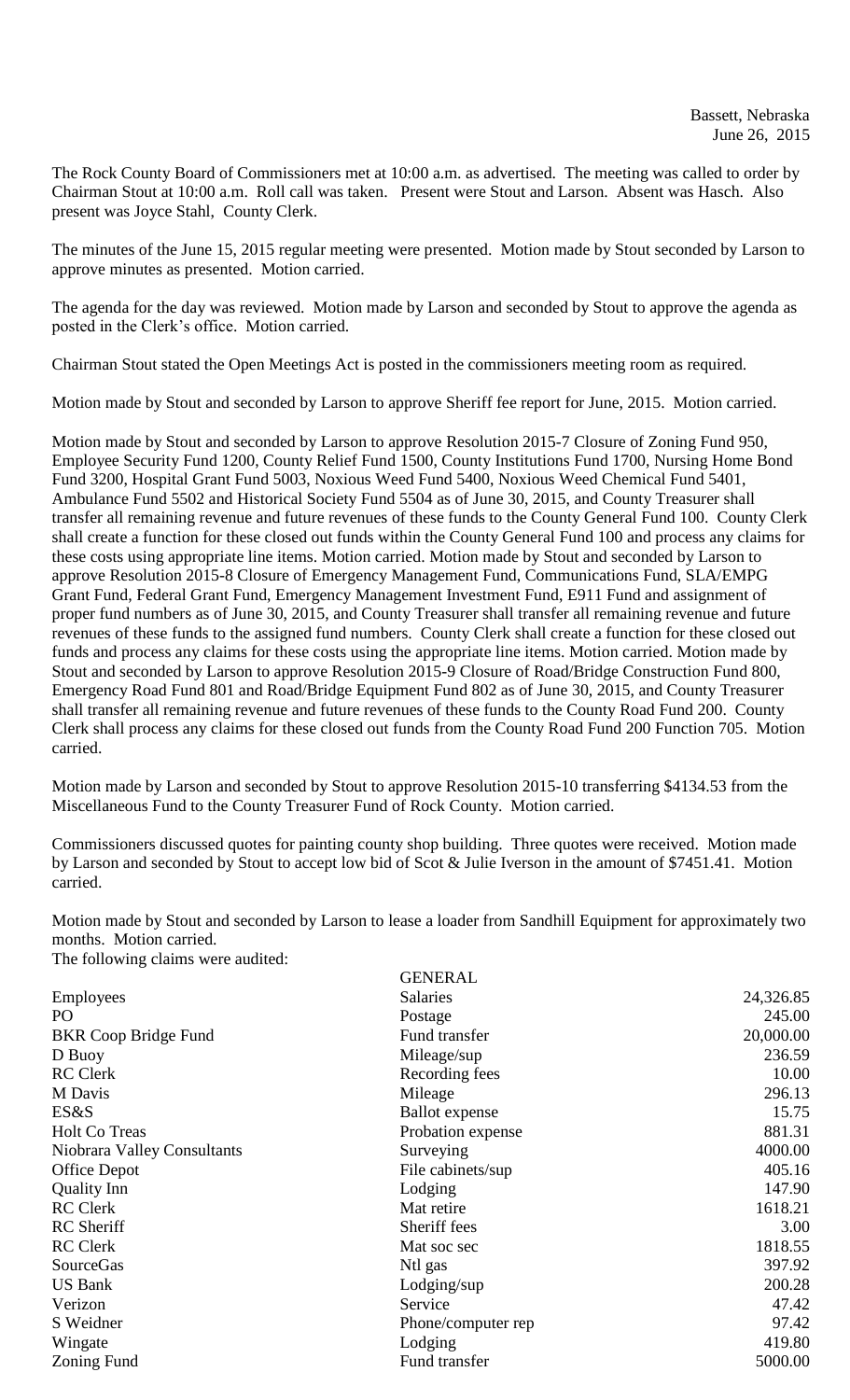Bassett, Nebraska
June 26, 2015

The Rock County Board of Commissioners met at 10:00 a.m. as advertised. The meeting was called to order by Chairman Stout at 10:00 a.m. Roll call was taken. Present were Stout and Larson. Absent was Hasch. Also present was Joyce Stahl, County Clerk.

The minutes of the June 15, 2015 regular meeting were presented. Motion made by Stout seconded by Larson to approve minutes as presented. Motion carried.

The agenda for the day was reviewed. Motion made by Larson and seconded by Stout to approve the agenda as posted in the Clerk's office. Motion carried.

Chairman Stout stated the Open Meetings Act is posted in the commissioners meeting room as required.

Motion made by Stout and seconded by Larson to approve Sheriff fee report for June, 2015. Motion carried.

Motion made by Stout and seconded by Larson to approve Resolution 2015-7 Closure of Zoning Fund 950, Employee Security Fund 1200, County Relief Fund 1500, County Institutions Fund 1700, Nursing Home Bond Fund 3200, Hospital Grant Fund 5003, Noxious Weed Fund 5400, Noxious Weed Chemical Fund 5401, Ambulance Fund 5502 and Historical Society Fund 5504 as of June 30, 2015, and County Treasurer shall transfer all remaining revenue and future revenues of these funds to the County General Fund 100. County Clerk shall create a function for these closed out funds within the County General Fund 100 and process any claims for these costs using appropriate line items. Motion carried. Motion made by Stout and seconded by Larson to approve Resolution 2015-8 Closure of Emergency Management Fund, Communications Fund, SLA/EMPG Grant Fund, Federal Grant Fund, Emergency Management Investment Fund, E911 Fund and assignment of proper fund numbers as of June 30, 2015, and County Treasurer shall transfer all remaining revenue and future revenues of these funds to the assigned fund numbers. County Clerk shall create a function for these closed out funds and process any claims for these costs using the appropriate line items. Motion carried. Motion made by Stout and seconded by Larson to approve Resolution 2015-9 Closure of Road/Bridge Construction Fund 800, Emergency Road Fund 801 and Road/Bridge Equipment Fund 802 as of June 30, 2015, and County Treasurer shall transfer all remaining revenue and future revenues of these funds to the County Road Fund 200. County Clerk shall process any claims for these closed out funds from the County Road Fund 200 Function 705. Motion carried.

Motion made by Larson and seconded by Stout to approve Resolution 2015-10 transferring $4134.53 from the Miscellaneous Fund to the County Treasurer Fund of Rock County. Motion carried.

Commissioners discussed quotes for painting county shop building. Three quotes were received. Motion made by Larson and seconded by Stout to accept low bid of Scot & Julie Iverson in the amount of $7451.41. Motion carried.

Motion made by Stout and seconded by Larson to lease a loader from Sandhill Equipment for approximately two months. Motion carried.

The following claims were audited:

| | GENERAL | |
|---|---|---|
| Employees | Salaries | 24,326.85 |
| PO | Postage | 245.00 |
| BKR Coop Bridge Fund | Fund transfer | 20,000.00 |
| D Buoy | Mileage/sup | 236.59 |
| RC Clerk | Recording fees | 10.00 |
| M Davis | Mileage | 296.13 |
| ES&S | Ballot expense | 15.75 |
| Holt Co Treas | Probation expense | 881.31 |
| Niobrara Valley Consultants | Surveying | 4000.00 |
| Office Depot | File cabinets/sup | 405.16 |
| Quality Inn | Lodging | 147.90 |
| RC Clerk | Mat retire | 1618.21 |
| RC Sheriff | Sheriff fees | 3.00 |
| RC Clerk | Mat soc sec | 1818.55 |
| SourceGas | Ntl gas | 397.92 |
| US Bank | Lodging/sup | 200.28 |
| Verizon | Service | 47.42 |
| S Weidner | Phone/computer rep | 97.42 |
| Wingate | Lodging | 419.80 |
| Zoning Fund | Fund transfer | 5000.00 |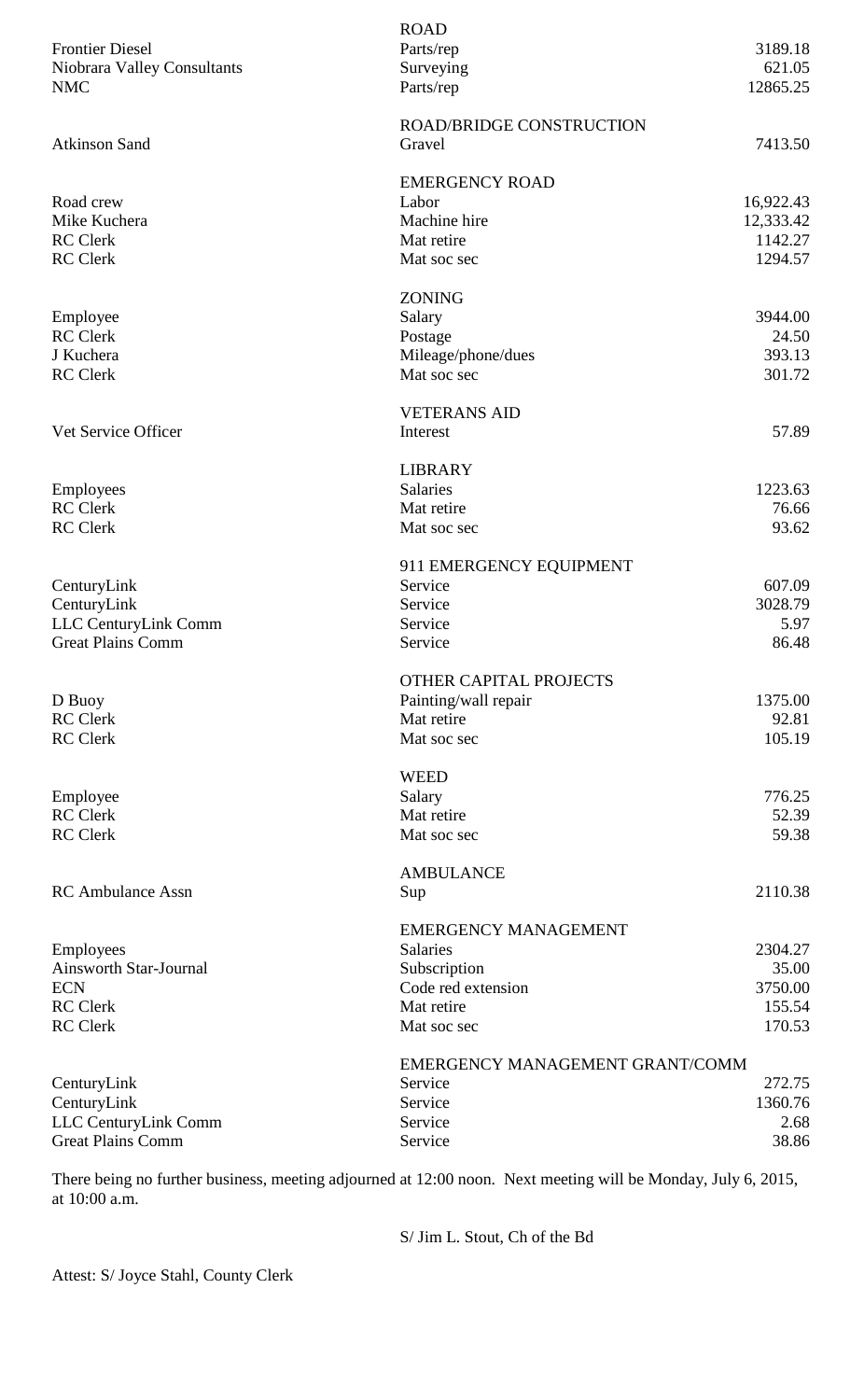| | | |
|---|---|---|
| | ROAD | |
| Frontier Diesel | Parts/rep | 3189.18 |
| Niobrara Valley Consultants | Surveying | 621.05 |
| NMC | Parts/rep | 12865.25 |
| | ROAD/BRIDGE CONSTRUCTION | |
| Atkinson Sand | Gravel | 7413.50 |
| | EMERGENCY ROAD | |
| Road crew | Labor | 16,922.43 |
| Mike Kuchera | Machine hire | 12,333.42 |
| RC Clerk | Mat retire | 1142.27 |
| RC Clerk | Mat soc sec | 1294.57 |
| | ZONING | |
| Employee | Salary | 3944.00 |
| RC Clerk | Postage | 24.50 |
| J Kuchera | Mileage/phone/dues | 393.13 |
| RC Clerk | Mat soc sec | 301.72 |
| | VETERANS AID | |
| Vet Service Officer | Interest | 57.89 |
| | LIBRARY | |
| Employees | Salaries | 1223.63 |
| RC Clerk | Mat retire | 76.66 |
| RC Clerk | Mat soc sec | 93.62 |
| | 911 EMERGENCY EQUIPMENT | |
| CenturyLink | Service | 607.09 |
| CenturyLink | Service | 3028.79 |
| LLC CenturyLink Comm | Service | 5.97 |
| Great Plains Comm | Service | 86.48 |
| | OTHER CAPITAL PROJECTS | |
| D Buoy | Painting/wall repair | 1375.00 |
| RC Clerk | Mat retire | 92.81 |
| RC Clerk | Mat soc sec | 105.19 |
| | WEED | |
| Employee | Salary | 776.25 |
| RC Clerk | Mat retire | 52.39 |
| RC Clerk | Mat soc sec | 59.38 |
| | AMBULANCE | |
| RC Ambulance Assn | Sup | 2110.38 |
| | EMERGENCY MANAGEMENT | |
| Employees | Salaries | 2304.27 |
| Ainsworth Star-Journal | Subscription | 35.00 |
| ECN | Code red extension | 3750.00 |
| RC Clerk | Mat retire | 155.54 |
| RC Clerk | Mat soc sec | 170.53 |
| | EMERGENCY MANAGEMENT GRANT/COMM | |
| CenturyLink | Service | 272.75 |
| CenturyLink | Service | 1360.76 |
| LLC CenturyLink Comm | Service | 2.68 |
| Great Plains Comm | Service | 38.86 |

There being no further business, meeting adjourned at 12:00 noon. Next meeting will be Monday, July 6, 2015, at 10:00 a.m.

S/ Jim L. Stout, Ch of the Bd

Attest: S/ Joyce Stahl, County Clerk